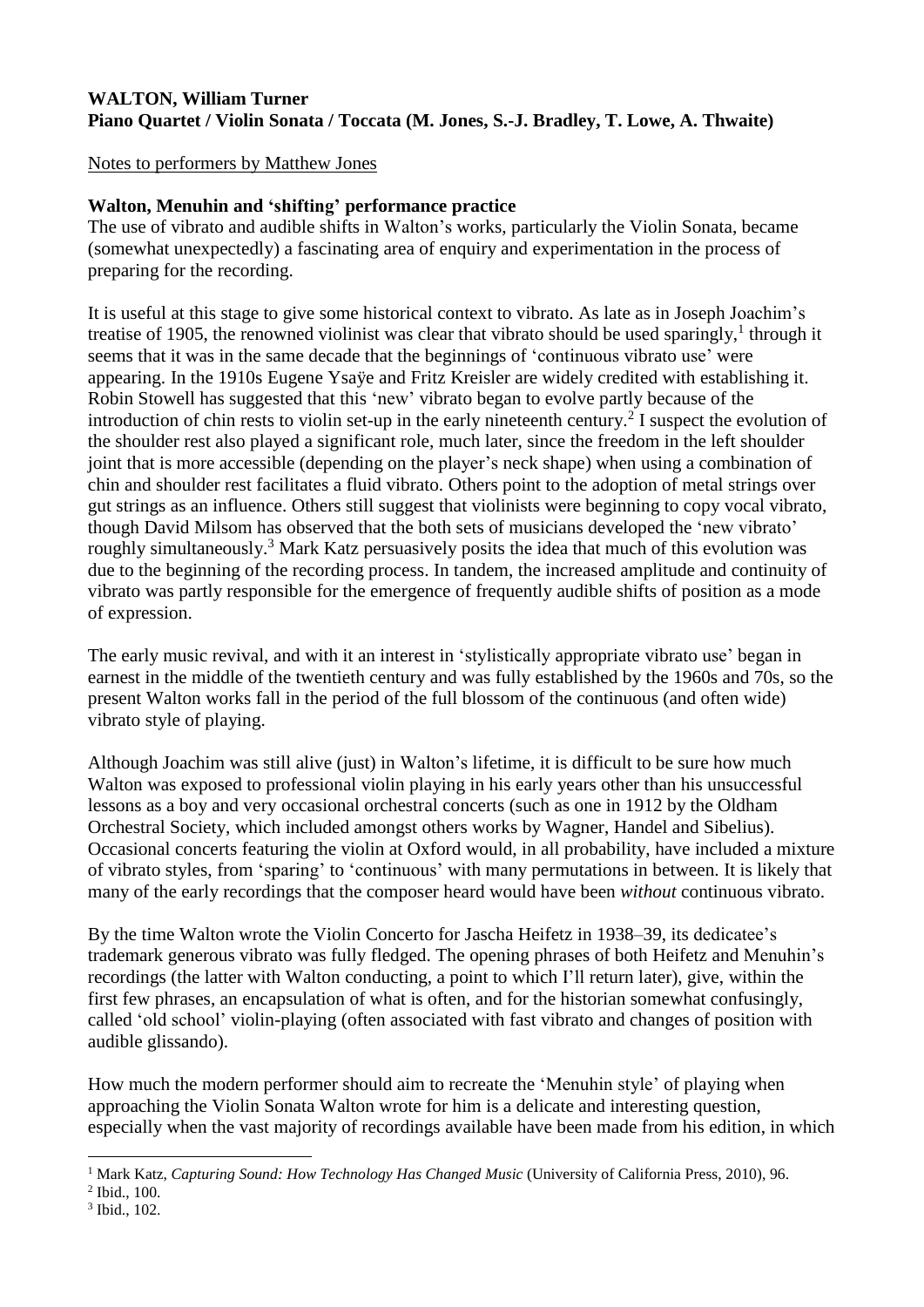**WALTON, William Turner**
**Piano Quartet / Violin Sonata / Toccata (M. Jones, S.-J. Bradley, T. Lowe, A. Thwaite)**

Notes to performers by Matthew Jones

**Walton, Menuhin and 'shifting' performance practice**

The use of vibrato and audible shifts in Walton's works, particularly the Violin Sonata, became (somewhat unexpectedly) a fascinating area of enquiry and experimentation in the process of preparing for the recording.

It is useful at this stage to give some historical context to vibrato. As late as in Joseph Joachim's treatise of 1905, the renowned violinist was clear that vibrato should be used sparingly,[1] through it seems that it was in the same decade that the beginnings of 'continuous vibrato use' were appearing. In the 1910s Eugene Ysaÿe and Fritz Kreisler are widely credited with establishing it. Robin Stowell has suggested that this 'new' vibrato began to evolve partly because of the introduction of chin rests to violin set-up in the early nineteenth century.[2] I suspect the evolution of the shoulder rest also played a significant role, much later, since the freedom in the left shoulder joint that is more accessible (depending on the player's neck shape) when using a combination of chin and shoulder rest facilitates a fluid vibrato. Others point to the adoption of metal strings over gut strings as an influence. Others still suggest that violinists were beginning to copy vocal vibrato, though David Milsom has observed that the both sets of musicians developed the 'new vibrato' roughly simultaneously.[3] Mark Katz persuasively posits the idea that much of this evolution was due to the beginning of the recording process. In tandem, the increased amplitude and continuity of vibrato was partly responsible for the emergence of frequently audible shifts of position as a mode of expression.

The early music revival, and with it an interest in 'stylistically appropriate vibrato use' began in earnest in the middle of the twentieth century and was fully established by the 1960s and 70s, so the present Walton works fall in the period of the full blossom of the continuous (and often wide) vibrato style of playing.

Although Joachim was still alive (just) in Walton's lifetime, it is difficult to be sure how much Walton was exposed to professional violin playing in his early years other than his unsuccessful lessons as a boy and very occasional orchestral concerts (such as one in 1912 by the Oldham Orchestral Society, which included amongst others works by Wagner, Handel and Sibelius). Occasional concerts featuring the violin at Oxford would, in all probability, have included a mixture of vibrato styles, from 'sparing' to 'continuous' with many permutations in between. It is likely that many of the early recordings that the composer heard would have been *without* continuous vibrato.

By the time Walton wrote the Violin Concerto for Jascha Heifetz in 1938–39, its dedicatee's trademark generous vibrato was fully fledged. The opening phrases of both Heifetz and Menuhin's recordings (the latter with Walton conducting, a point to which I'll return later), give, within the first few phrases, an encapsulation of what is often, and for the historian somewhat confusingly, called 'old school' violin-playing (often associated with fast vibrato and changes of position with audible glissando).

How much the modern performer should aim to recreate the 'Menuhin style' of playing when approaching the Violin Sonata Walton wrote for him is a delicate and interesting question, especially when the vast majority of recordings available have been made from his edition, in which

[1] Mark Katz, *Capturing Sound: How Technology Has Changed Music* (University of California Press, 2010), 96.
[2] Ibid., 100.
[3] Ibid., 102.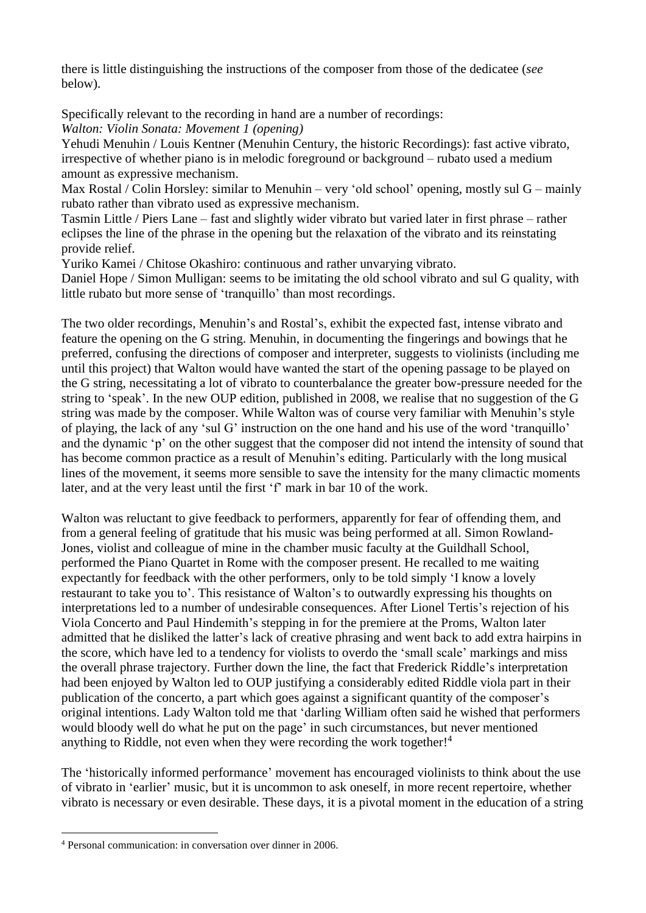there is little distinguishing the instructions of the composer from those of the dedicatee (*see* below).

Specifically relevant to the recording in hand are a number of recordings:
*Walton: Violin Sonata: Movement 1 (opening)*
Yehudi Menuhin / Louis Kentner (Menuhin Century, the historic Recordings): fast active vibrato, irrespective of whether piano is in melodic foreground or background – rubato used a medium amount as expressive mechanism.
Max Rostal / Colin Horsley: similar to Menuhin – very 'old school' opening, mostly sul G – mainly rubato rather than vibrato used as expressive mechanism.
Tasmin Little / Piers Lane – fast and slightly wider vibrato but varied later in first phrase – rather eclipses the line of the phrase in the opening but the relaxation of the vibrato and its reinstating provide relief.
Yuriko Kamei / Chitose Okashiro: continuous and rather unvarying vibrato.
Daniel Hope / Simon Mulligan: seems to be imitating the old school vibrato and sul G quality, with little rubato but more sense of 'tranquillo' than most recordings.

The two older recordings, Menuhin's and Rostal's, exhibit the expected fast, intense vibrato and feature the opening on the G string. Menuhin, in documenting the fingerings and bowings that he preferred, confusing the directions of composer and interpreter, suggests to violinists (including me until this project) that Walton would have wanted the start of the opening passage to be played on the G string, necessitating a lot of vibrato to counterbalance the greater bow-pressure needed for the string to 'speak'. In the new OUP edition, published in 2008, we realise that no suggestion of the G string was made by the composer. While Walton was of course very familiar with Menuhin's style of playing, the lack of any 'sul G' instruction on the one hand and his use of the word 'tranquillo' and the dynamic 'p' on the other suggest that the composer did not intend the intensity of sound that has become common practice as a result of Menuhin's editing. Particularly with the long musical lines of the movement, it seems more sensible to save the intensity for the many climactic moments later, and at the very least until the first 'f' mark in bar 10 of the work.

Walton was reluctant to give feedback to performers, apparently for fear of offending them, and from a general feeling of gratitude that his music was being performed at all. Simon Rowland-Jones, violist and colleague of mine in the chamber music faculty at the Guildhall School, performed the Piano Quartet in Rome with the composer present. He recalled to me waiting expectantly for feedback with the other performers, only to be told simply 'I know a lovely restaurant to take you to'. This resistance of Walton's to outwardly expressing his thoughts on interpretations led to a number of undesirable consequences. After Lionel Tertis's rejection of his Viola Concerto and Paul Hindemith's stepping in for the premiere at the Proms, Walton later admitted that he disliked the latter's lack of creative phrasing and went back to add extra hairpins in the score, which have led to a tendency for violists to overdo the 'small scale' markings and miss the overall phrase trajectory. Further down the line, the fact that Frederick Riddle's interpretation had been enjoyed by Walton led to OUP justifying a considerably edited Riddle viola part in their publication of the concerto, a part which goes against a significant quantity of the composer's original intentions. Lady Walton told me that 'darling William often said he wished that performers would bloody well do what he put on the page' in such circumstances, but never mentioned anything to Riddle, not even when they were recording the work together![4]

The 'historically informed performance' movement has encouraged violinists to think about the use of vibrato in 'earlier' music, but it is uncommon to ask oneself, in more recent repertoire, whether vibrato is necessary or even desirable. These days, it is a pivotal moment in the education of a string

[4] Personal communication: in conversation over dinner in 2006.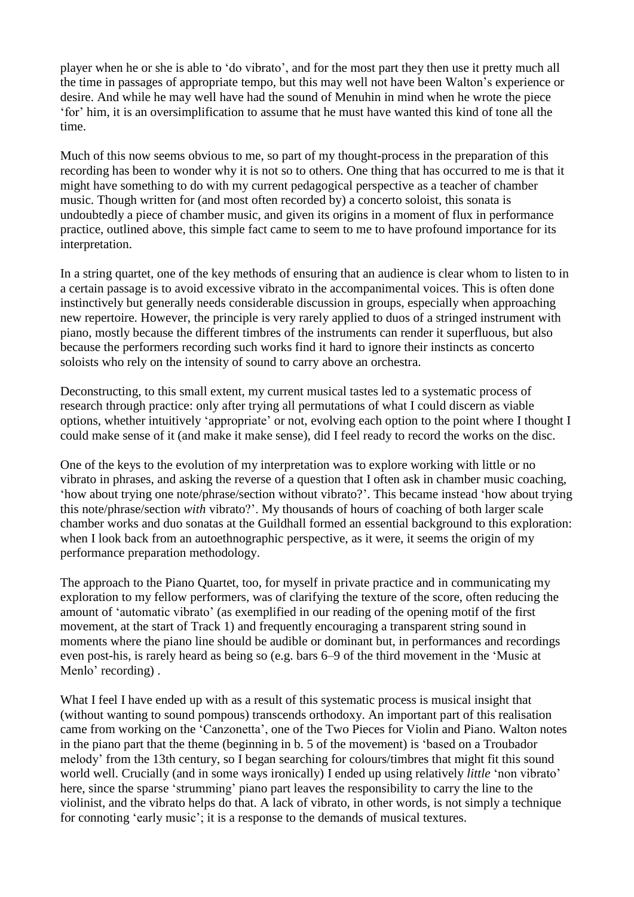player when he or she is able to 'do vibrato', and for the most part they then use it pretty much all the time in passages of appropriate tempo, but this may well not have been Walton's experience or desire. And while he may well have had the sound of Menuhin in mind when he wrote the piece 'for' him, it is an oversimplification to assume that he must have wanted this kind of tone all the time.

Much of this now seems obvious to me, so part of my thought-process in the preparation of this recording has been to wonder why it is not so to others. One thing that has occurred to me is that it might have something to do with my current pedagogical perspective as a teacher of chamber music. Though written for (and most often recorded by) a concerto soloist, this sonata is undoubtedly a piece of chamber music, and given its origins in a moment of flux in performance practice, outlined above, this simple fact came to seem to me to have profound importance for its interpretation.

In a string quartet, one of the key methods of ensuring that an audience is clear whom to listen to in a certain passage is to avoid excessive vibrato in the accompanimental voices. This is often done instinctively but generally needs considerable discussion in groups, especially when approaching new repertoire. However, the principle is very rarely applied to duos of a stringed instrument with piano, mostly because the different timbres of the instruments can render it superfluous, but also because the performers recording such works find it hard to ignore their instincts as concerto soloists who rely on the intensity of sound to carry above an orchestra.

Deconstructing, to this small extent, my current musical tastes led to a systematic process of research through practice: only after trying all permutations of what I could discern as viable options, whether intuitively 'appropriate' or not, evolving each option to the point where I thought I could make sense of it (and make it make sense), did I feel ready to record the works on the disc.

One of the keys to the evolution of my interpretation was to explore working with little or no vibrato in phrases, and asking the reverse of a question that I often ask in chamber music coaching, 'how about trying one note/phrase/section without vibrato?'. This became instead 'how about trying this note/phrase/section *with* vibrato?'. My thousands of hours of coaching of both larger scale chamber works and duo sonatas at the Guildhall formed an essential background to this exploration: when I look back from an autoethnographic perspective, as it were, it seems the origin of my performance preparation methodology.

The approach to the Piano Quartet, too, for myself in private practice and in communicating my exploration to my fellow performers, was of clarifying the texture of the score, often reducing the amount of 'automatic vibrato' (as exemplified in our reading of the opening motif of the first movement, at the start of Track 1) and frequently encouraging a transparent string sound in moments where the piano line should be audible or dominant but, in performances and recordings even post-his, is rarely heard as being so (e.g. bars 6–9 of the third movement in the 'Music at Menlo' recording) .

What I feel I have ended up with as a result of this systematic process is musical insight that (without wanting to sound pompous) transcends orthodoxy. An important part of this realisation came from working on the 'Canzonetta', one of the Two Pieces for Violin and Piano. Walton notes in the piano part that the theme (beginning in b. 5 of the movement) is 'based on a Troubador melody' from the 13th century, so I began searching for colours/timbres that might fit this sound world well. Crucially (and in some ways ironically) I ended up using relatively *little* 'non vibrato' here, since the sparse 'strumming' piano part leaves the responsibility to carry the line to the violinist, and the vibrato helps do that. A lack of vibrato, in other words, is not simply a technique for connoting 'early music'; it is a response to the demands of musical textures.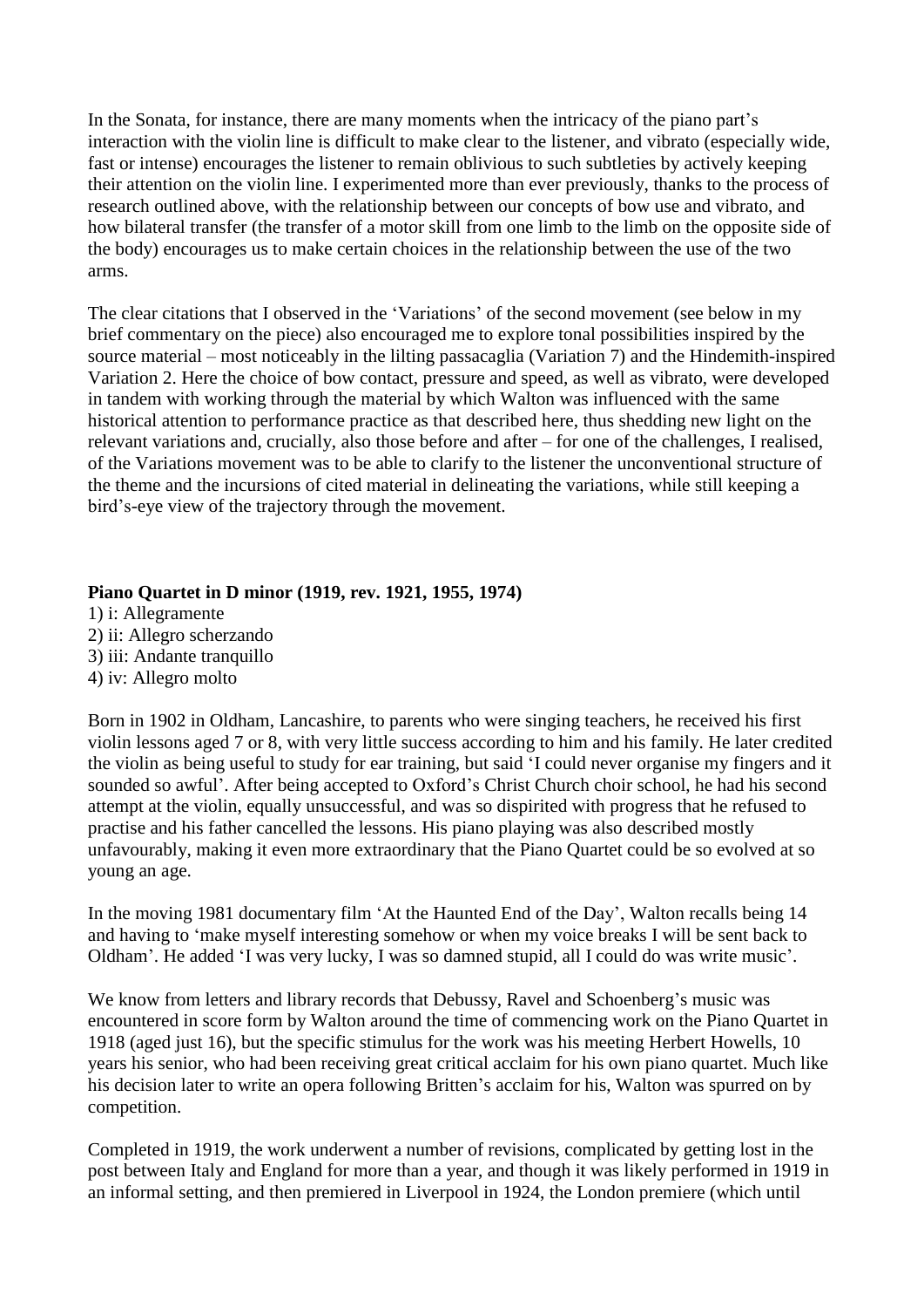In the Sonata, for instance, there are many moments when the intricacy of the piano part's interaction with the violin line is difficult to make clear to the listener, and vibrato (especially wide, fast or intense) encourages the listener to remain oblivious to such subtleties by actively keeping their attention on the violin line. I experimented more than ever previously, thanks to the process of research outlined above, with the relationship between our concepts of bow use and vibrato, and how bilateral transfer (the transfer of a motor skill from one limb to the limb on the opposite side of the body) encourages us to make certain choices in the relationship between the use of the two arms.

The clear citations that I observed in the 'Variations' of the second movement (see below in my brief commentary on the piece) also encouraged me to explore tonal possibilities inspired by the source material – most noticeably in the lilting passacaglia (Variation 7) and the Hindemith-inspired Variation 2. Here the choice of bow contact, pressure and speed, as well as vibrato, were developed in tandem with working through the material by which Walton was influenced with the same historical attention to performance practice as that described here, thus shedding new light on the relevant variations and, crucially, also those before and after – for one of the challenges, I realised, of the Variations movement was to be able to clarify to the listener the unconventional structure of the theme and the incursions of cited material in delineating the variations, while still keeping a bird's-eye view of the trajectory through the movement.

**Piano Quartet in D minor (1919, rev. 1921, 1955, 1974)**

1) i: Allegramente
2) ii: Allegro scherzando
3) iii: Andante tranquillo
4) iv: Allegro molto

Born in 1902 in Oldham, Lancashire, to parents who were singing teachers, he received his first violin lessons aged 7 or 8, with very little success according to him and his family. He later credited the violin as being useful to study for ear training, but said 'I could never organise my fingers and it sounded so awful'. After being accepted to Oxford's Christ Church choir school, he had his second attempt at the violin, equally unsuccessful, and was so dispirited with progress that he refused to practise and his father cancelled the lessons. His piano playing was also described mostly unfavourably, making it even more extraordinary that the Piano Quartet could be so evolved at so young an age.

In the moving 1981 documentary film 'At the Haunted End of the Day', Walton recalls being 14 and having to 'make myself interesting somehow or when my voice breaks I will be sent back to Oldham'. He added 'I was very lucky, I was so damned stupid, all I could do was write music'.

We know from letters and library records that Debussy, Ravel and Schoenberg's music was encountered in score form by Walton around the time of commencing work on the Piano Quartet in 1918 (aged just 16), but the specific stimulus for the work was his meeting Herbert Howells, 10 years his senior, who had been receiving great critical acclaim for his own piano quartet. Much like his decision later to write an opera following Britten's acclaim for his, Walton was spurred on by competition.

Completed in 1919, the work underwent a number of revisions, complicated by getting lost in the post between Italy and England for more than a year, and though it was likely performed in 1919 in an informal setting, and then premiered in Liverpool in 1924, the London premiere (which until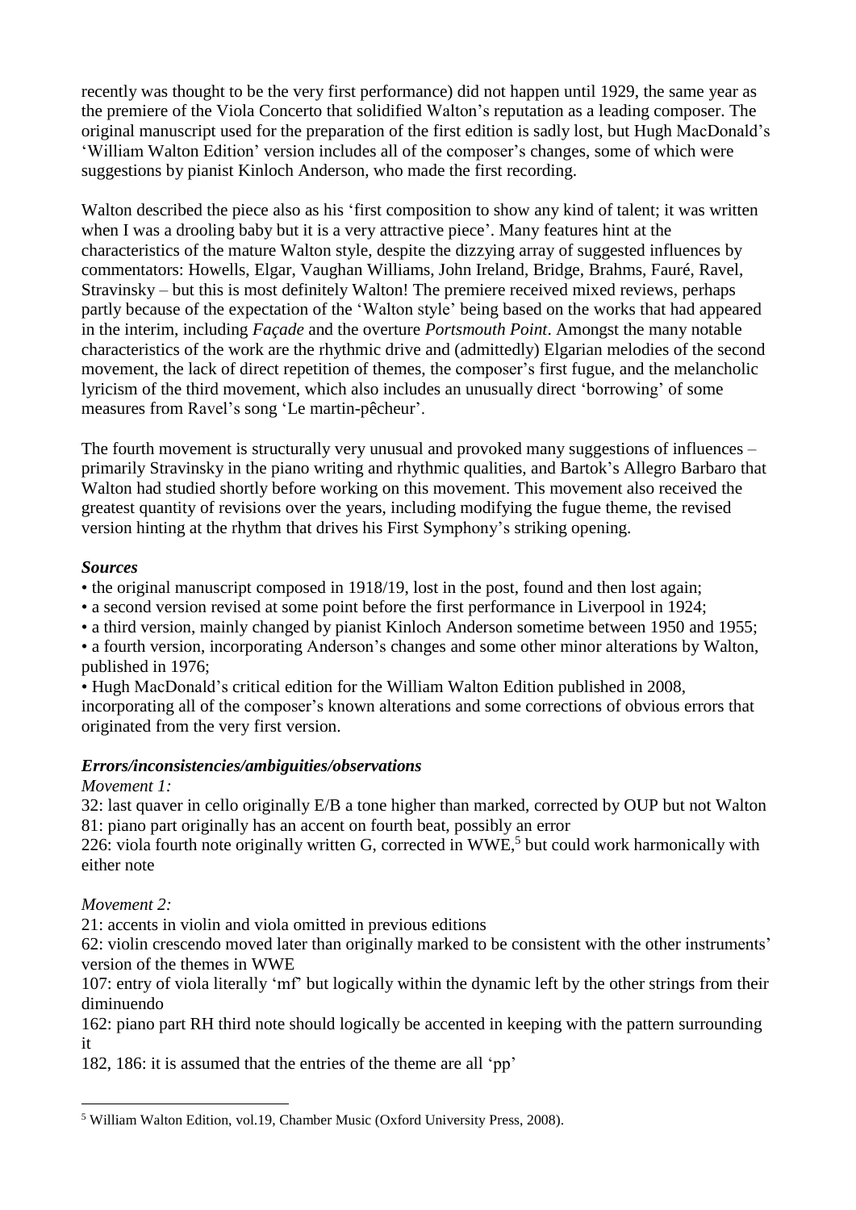recently was thought to be the very first performance) did not happen until 1929, the same year as the premiere of the Viola Concerto that solidified Walton's reputation as a leading composer. The original manuscript used for the preparation of the first edition is sadly lost, but Hugh MacDonald's 'William Walton Edition' version includes all of the composer's changes, some of which were suggestions by pianist Kinloch Anderson, who made the first recording.

Walton described the piece also as his 'first composition to show any kind of talent; it was written when I was a drooling baby but it is a very attractive piece'. Many features hint at the characteristics of the mature Walton style, despite the dizzying array of suggested influences by commentators: Howells, Elgar, Vaughan Williams, John Ireland, Bridge, Brahms, Fauré, Ravel, Stravinsky – but this is most definitely Walton! The premiere received mixed reviews, perhaps partly because of the expectation of the 'Walton style' being based on the works that had appeared in the interim, including *Façade* and the overture *Portsmouth Point*. Amongst the many notable characteristics of the work are the rhythmic drive and (admittedly) Elgarian melodies of the second movement, the lack of direct repetition of themes, the composer's first fugue, and the melancholic lyricism of the third movement, which also includes an unusually direct 'borrowing' of some measures from Ravel's song 'Le martin-pêcheur'.

The fourth movement is structurally very unusual and provoked many suggestions of influences – primarily Stravinsky in the piano writing and rhythmic qualities, and Bartok's Allegro Barbaro that Walton had studied shortly before working on this movement. This movement also received the greatest quantity of revisions over the years, including modifying the fugue theme, the revised version hinting at the rhythm that drives his First Symphony's striking opening.

***Sources***

- the original manuscript composed in 1918/19, lost in the post, found and then lost again;
- a second version revised at some point before the first performance in Liverpool in 1924;
- a third version, mainly changed by pianist Kinloch Anderson sometime between 1950 and 1955;
- a fourth version, incorporating Anderson's changes and some other minor alterations by Walton, published in 1976;
- Hugh MacDonald's critical edition for the William Walton Edition published in 2008, incorporating all of the composer's known alterations and some corrections of obvious errors that originated from the very first version.

***Errors/inconsistencies/ambiguities/observations***

*Movement 1:*

32: last quaver in cello originally E/B a tone higher than marked, corrected by OUP but not Walton
81: piano part originally has an accent on fourth beat, possibly an error
226: viola fourth note originally written G, corrected in WWE,[5] but could work harmonically with either note

*Movement 2:*

21: accents in violin and viola omitted in previous editions
62: violin crescendo moved later than originally marked to be consistent with the other instruments' version of the themes in WWE
107: entry of viola literally 'mf' but logically within the dynamic left by the other strings from their diminuendo
162: piano part RH third note should logically be accented in keeping with the pattern surrounding it
182, 186: it is assumed that the entries of the theme are all 'pp'

[5] William Walton Edition, vol.19, Chamber Music (Oxford University Press, 2008).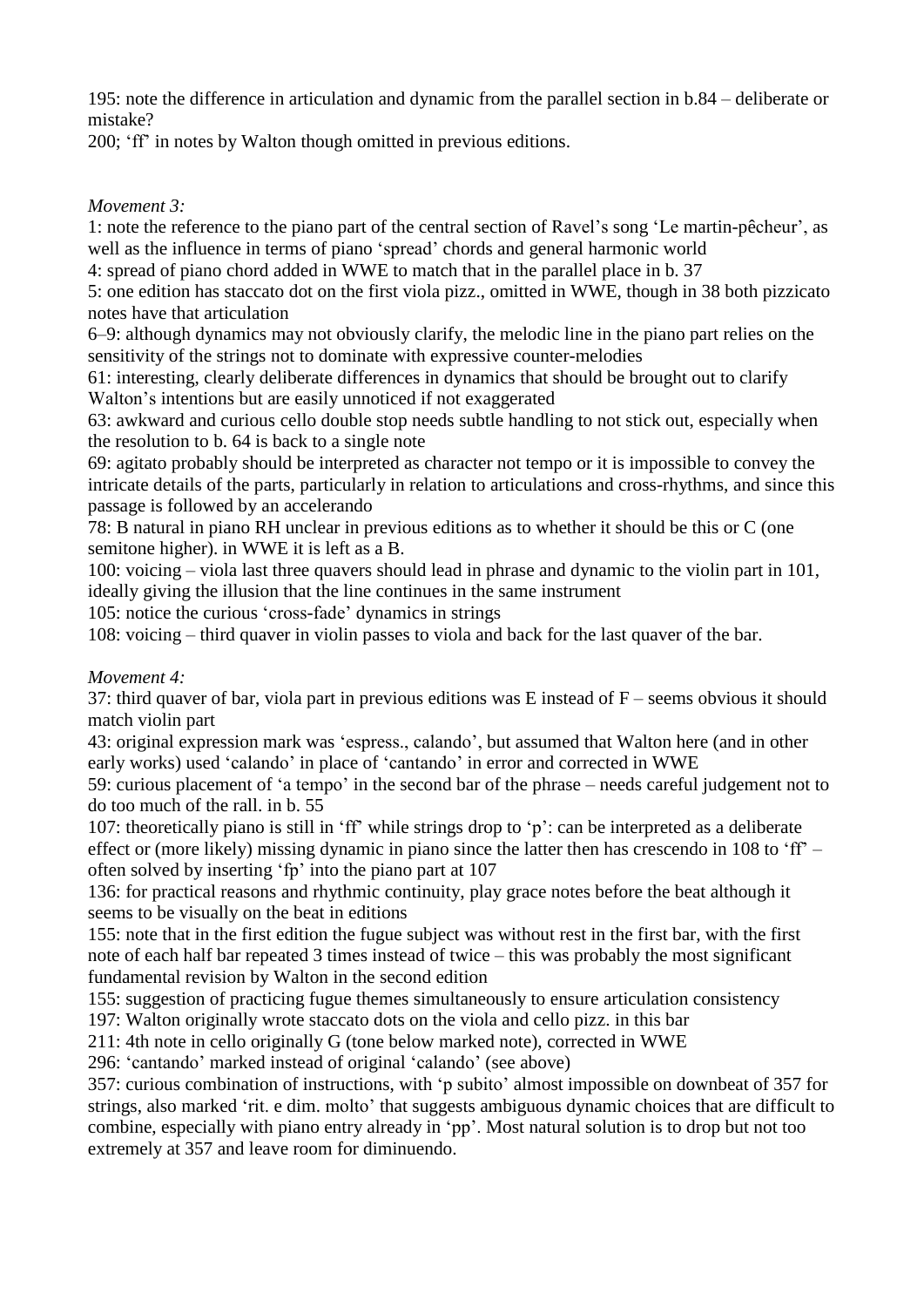195: note the difference in articulation and dynamic from the parallel section in b.84 – deliberate or mistake?

200; 'ff' in notes by Walton though omitted in previous editions.

*Movement 3:*

1: note the reference to the piano part of the central section of Ravel's song 'Le martin-pêcheur', as well as the influence in terms of piano 'spread' chords and general harmonic world

4: spread of piano chord added in WWE to match that in the parallel place in b. 37

5: one edition has staccato dot on the first viola pizz., omitted in WWE, though in 38 both pizzicato notes have that articulation

6–9: although dynamics may not obviously clarify, the melodic line in the piano part relies on the sensitivity of the strings not to dominate with expressive counter-melodies

61: interesting, clearly deliberate differences in dynamics that should be brought out to clarify Walton's intentions but are easily unnoticed if not exaggerated

63: awkward and curious cello double stop needs subtle handling to not stick out, especially when the resolution to b. 64 is back to a single note

69: agitato probably should be interpreted as character not tempo or it is impossible to convey the intricate details of the parts, particularly in relation to articulations and cross-rhythms, and since this passage is followed by an accelerando

78: B natural in piano RH unclear in previous editions as to whether it should be this or C (one semitone higher). in WWE it is left as a B.

100: voicing – viola last three quavers should lead in phrase and dynamic to the violin part in 101, ideally giving the illusion that the line continues in the same instrument

105: notice the curious 'cross-fade' dynamics in strings

108: voicing – third quaver in violin passes to viola and back for the last quaver of the bar.

*Movement 4:*

37: third quaver of bar, viola part in previous editions was E instead of F – seems obvious it should match violin part

43: original expression mark was 'espress., calando', but assumed that Walton here (and in other early works) used 'calando' in place of 'cantando' in error and corrected in WWE

59: curious placement of 'a tempo' in the second bar of the phrase – needs careful judgement not to do too much of the rall. in b. 55

107: theoretically piano is still in 'ff' while strings drop to 'p': can be interpreted as a deliberate effect or (more likely) missing dynamic in piano since the latter then has crescendo in 108 to 'ff' – often solved by inserting 'fp' into the piano part at 107

136: for practical reasons and rhythmic continuity, play grace notes before the beat although it seems to be visually on the beat in editions

155: note that in the first edition the fugue subject was without rest in the first bar, with the first note of each half bar repeated 3 times instead of twice – this was probably the most significant fundamental revision by Walton in the second edition

155: suggestion of practicing fugue themes simultaneously to ensure articulation consistency

197: Walton originally wrote staccato dots on the viola and cello pizz. in this bar

211: 4th note in cello originally G (tone below marked note), corrected in WWE

296: 'cantando' marked instead of original 'calando' (see above)

357: curious combination of instructions, with 'p subito' almost impossible on downbeat of 357 for strings, also marked 'rit. e dim. molto' that suggests ambiguous dynamic choices that are difficult to combine, especially with piano entry already in 'pp'. Most natural solution is to drop but not too extremely at 357 and leave room for diminuendo.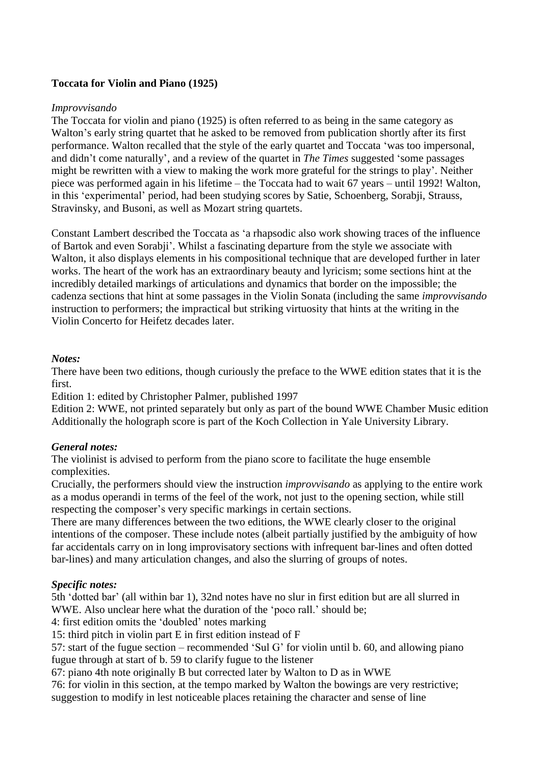**Toccata for Violin and Piano (1925)**

*Improvvisando*

The Toccata for violin and piano (1925) is often referred to as being in the same category as Walton's early string quartet that he asked to be removed from publication shortly after its first performance. Walton recalled that the style of the early quartet and Toccata 'was too impersonal, and didn't come naturally', and a review of the quartet in *The Times* suggested 'some passages might be rewritten with a view to making the work more grateful for the strings to play'. Neither piece was performed again in his lifetime – the Toccata had to wait 67 years – until 1992! Walton, in this 'experimental' period, had been studying scores by Satie, Schoenberg, Sorabji, Strauss, Stravinsky, and Busoni, as well as Mozart string quartets.

Constant Lambert described the Toccata as 'a rhapsodic also work showing traces of the influence of Bartok and even Sorabji'. Whilst a fascinating departure from the style we associate with Walton, it also displays elements in his compositional technique that are developed further in later works. The heart of the work has an extraordinary beauty and lyricism; some sections hint at the incredibly detailed markings of articulations and dynamics that border on the impossible; the cadenza sections that hint at some passages in the Violin Sonata (including the same *improvvisando* instruction to performers; the impractical but striking virtuosity that hints at the writing in the Violin Concerto for Heifetz decades later.

***Notes:***

There have been two editions, though curiously the preface to the WWE edition states that it is the first.

Edition 1: edited by Christopher Palmer, published 1997

Edition 2: WWE, not printed separately but only as part of the bound WWE Chamber Music edition

Additionally the holograph score is part of the Koch Collection in Yale University Library.

***General notes:***

The violinist is advised to perform from the piano score to facilitate the huge ensemble complexities.

Crucially, the performers should view the instruction *improvvisando* as applying to the entire work as a modus operandi in terms of the feel of the work, not just to the opening section, while still respecting the composer's very specific markings in certain sections.

There are many differences between the two editions, the WWE clearly closer to the original intentions of the composer. These include notes (albeit partially justified by the ambiguity of how far accidentals carry on in long improvisatory sections with infrequent bar-lines and often dotted bar-lines) and many articulation changes, and also the slurring of groups of notes.

***Specific notes:***

5th 'dotted bar' (all within bar 1), 32nd notes have no slur in first edition but are all slurred in WWE. Also unclear here what the duration of the 'poco rall.' should be;

4: first edition omits the 'doubled' notes marking

15: third pitch in violin part E in first edition instead of F

57: start of the fugue section – recommended 'Sul G' for violin until b. 60, and allowing piano fugue through at start of b. 59 to clarify fugue to the listener

67: piano 4th note originally B but corrected later by Walton to D as in WWE

76: for violin in this section, at the tempo marked by Walton the bowings are very restrictive; suggestion to modify in lest noticeable places retaining the character and sense of line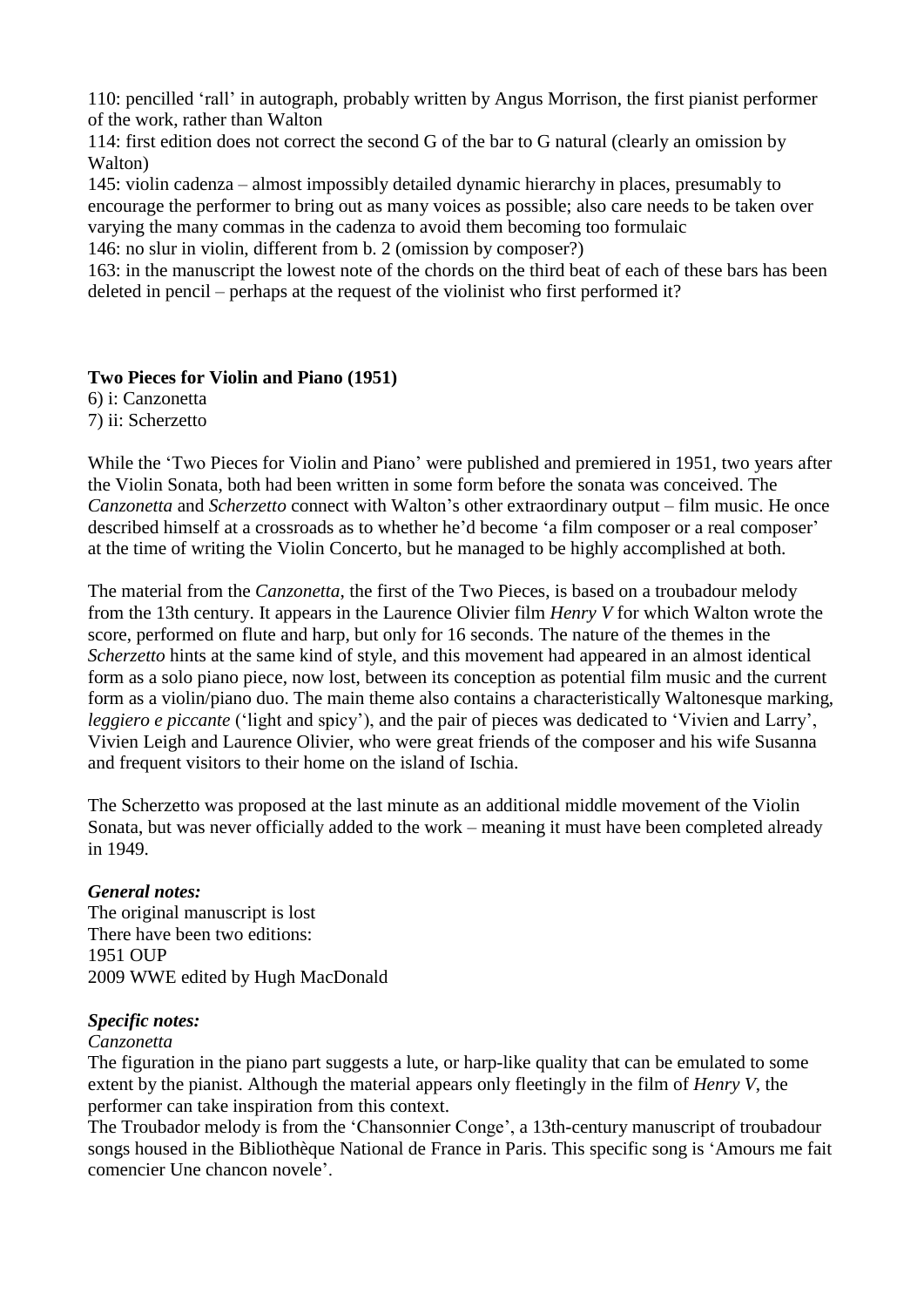110: pencilled 'rall' in autograph, probably written by Angus Morrison, the first pianist performer of the work, rather than Walton

114: first edition does not correct the second G of the bar to G natural (clearly an omission by Walton)

145: violin cadenza – almost impossibly detailed dynamic hierarchy in places, presumably to encourage the performer to bring out as many voices as possible; also care needs to be taken over varying the many commas in the cadenza to avoid them becoming too formulaic

146: no slur in violin, different from b. 2 (omission by composer?)

163: in the manuscript the lowest note of the chords on the third beat of each of these bars has been deleted in pencil – perhaps at the request of the violinist who first performed it?

**Two Pieces for Violin and Piano (1951)**

6) i: Canzonetta
7) ii: Scherzetto

While the 'Two Pieces for Violin and Piano' were published and premiered in 1951, two years after the Violin Sonata, both had been written in some form before the sonata was conceived. The *Canzonetta* and *Scherzetto* connect with Walton's other extraordinary output – film music. He once described himself at a crossroads as to whether he'd become 'a film composer or a real composer' at the time of writing the Violin Concerto, but he managed to be highly accomplished at both.

The material from the *Canzonetta*, the first of the Two Pieces, is based on a troubadour melody from the 13th century. It appears in the Laurence Olivier film *Henry V* for which Walton wrote the score, performed on flute and harp, but only for 16 seconds. The nature of the themes in the *Scherzetto* hints at the same kind of style, and this movement had appeared in an almost identical form as a solo piano piece, now lost, between its conception as potential film music and the current form as a violin/piano duo. The main theme also contains a characteristically Waltonesque marking, *leggiero e piccante* ('light and spicy'), and the pair of pieces was dedicated to 'Vivien and Larry', Vivien Leigh and Laurence Olivier, who were great friends of the composer and his wife Susanna and frequent visitors to their home on the island of Ischia.

The Scherzetto was proposed at the last minute as an additional middle movement of the Violin Sonata, but was never officially added to the work – meaning it must have been completed already in 1949.

***General notes:***

The original manuscript is lost
There have been two editions:
1951 OUP
2009 WWE edited by Hugh MacDonald

***Specific notes:***

*Canzonetta*

The figuration in the piano part suggests a lute, or harp-like quality that can be emulated to some extent by the pianist. Although the material appears only fleetingly in the film of *Henry V*, the performer can take inspiration from this context.

The Troubador melody is from the 'Chansonnier Conge', a 13th-century manuscript of troubadour songs housed in the Bibliothèque National de France in Paris. This specific song is 'Amours me fait comencier Une chancon novele'.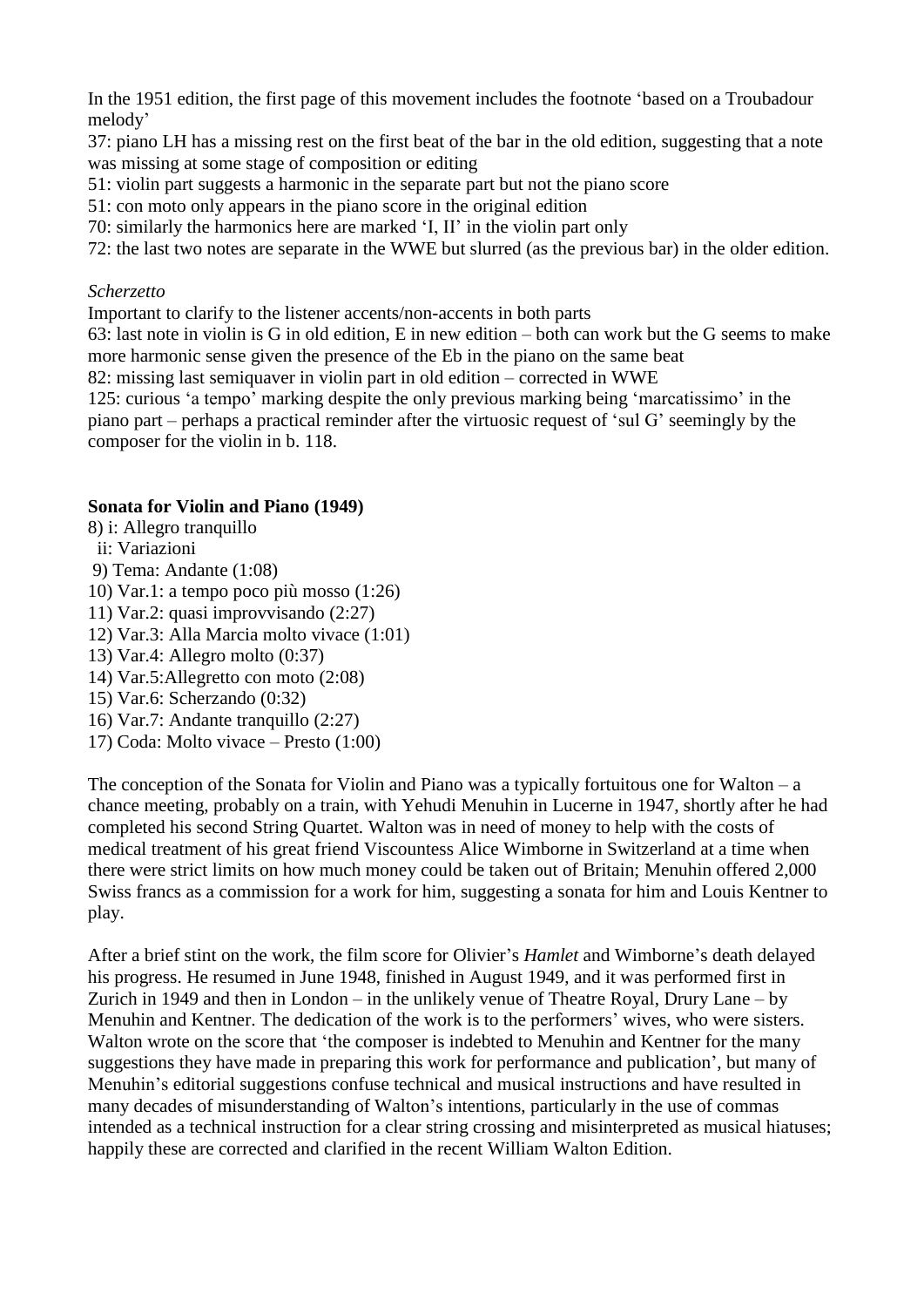In the 1951 edition, the first page of this movement includes the footnote 'based on a Troubadour melody'

37: piano LH has a missing rest on the first beat of the bar in the old edition, suggesting that a note was missing at some stage of composition or editing

51: violin part suggests a harmonic in the separate part but not the piano score

51: con moto only appears in the piano score in the original edition

70: similarly the harmonics here are marked 'I, II' in the violin part only

72: the last two notes are separate in the WWE but slurred (as the previous bar) in the older edition.

*Scherzetto*

Important to clarify to the listener accents/non-accents in both parts

63: last note in violin is G in old edition, E in new edition – both can work but the G seems to make more harmonic sense given the presence of the Eb in the piano on the same beat

82: missing last semiquaver in violin part in old edition – corrected in WWE

125: curious 'a tempo' marking despite the only previous marking being 'marcatissimo' in the piano part – perhaps a practical reminder after the virtuosic request of 'sul G' seemingly by the composer for the violin in b. 118.

**Sonata for Violin and Piano (1949)**

8) i: Allegro tranquillo
  ii: Variazioni
 9) Tema: Andante (1:08)
10) Var.1: a tempo poco più mosso (1:26)
11) Var.2: quasi improvvisando (2:27)
12) Var.3: Alla Marcia molto vivace (1:01)
13) Var.4: Allegro molto (0:37)
14) Var.5:Allegretto con moto (2:08)
15) Var.6: Scherzando (0:32)
16) Var.7: Andante tranquillo (2:27)
17) Coda: Molto vivace – Presto (1:00)

The conception of the Sonata for Violin and Piano was a typically fortuitous one for Walton – a chance meeting, probably on a train, with Yehudi Menuhin in Lucerne in 1947, shortly after he had completed his second String Quartet. Walton was in need of money to help with the costs of medical treatment of his great friend Viscountess Alice Wimborne in Switzerland at a time when there were strict limits on how much money could be taken out of Britain; Menuhin offered 2,000 Swiss francs as a commission for a work for him, suggesting a sonata for him and Louis Kentner to play.

After a brief stint on the work, the film score for Olivier's *Hamlet* and Wimborne's death delayed his progress. He resumed in June 1948, finished in August 1949, and it was performed first in Zurich in 1949 and then in London – in the unlikely venue of Theatre Royal, Drury Lane – by Menuhin and Kentner. The dedication of the work is to the performers' wives, who were sisters. Walton wrote on the score that 'the composer is indebted to Menuhin and Kentner for the many suggestions they have made in preparing this work for performance and publication', but many of Menuhin's editorial suggestions confuse technical and musical instructions and have resulted in many decades of misunderstanding of Walton's intentions, particularly in the use of commas intended as a technical instruction for a clear string crossing and misinterpreted as musical hiatuses; happily these are corrected and clarified in the recent William Walton Edition.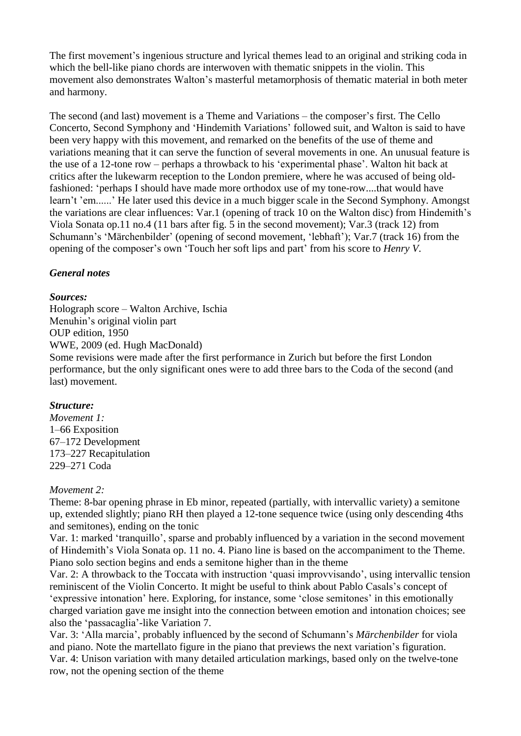The first movement's ingenious structure and lyrical themes lead to an original and striking coda in which the bell-like piano chords are interwoven with thematic snippets in the violin. This movement also demonstrates Walton's masterful metamorphosis of thematic material in both meter and harmony.

The second (and last) movement is a Theme and Variations – the composer's first. The Cello Concerto, Second Symphony and 'Hindemith Variations' followed suit, and Walton is said to have been very happy with this movement, and remarked on the benefits of the use of theme and variations meaning that it can serve the function of several movements in one. An unusual feature is the use of a 12-tone row – perhaps a throwback to his 'experimental phase'. Walton hit back at critics after the lukewarm reception to the London premiere, where he was accused of being old-fashioned: 'perhaps I should have made more orthodox use of my tone-row....that would have learn't 'em......' He later used this device in a much bigger scale in the Second Symphony. Amongst the variations are clear influences: Var.1 (opening of track 10 on the Walton disc) from Hindemith's Viola Sonata op.11 no.4 (11 bars after fig. 5 in the second movement); Var.3 (track 12) from Schumann's 'Märchenbilder' (opening of second movement, 'lebhaft'); Var.7 (track 16) from the opening of the composer's own 'Touch her soft lips and part' from his score to *Henry V*.

### *General notes*

***Sources:***

Holograph score – Walton Archive, Ischia
Menuhin's original violin part
OUP edition, 1950
WWE, 2009 (ed. Hugh MacDonald)
Some revisions were made after the first performance in Zurich but before the first London performance, but the only significant ones were to add three bars to the Coda of the second (and last) movement.

***Structure:***

*Movement 1:*
1–66 Exposition
67–172 Development
173–227 Recapitulation
229–271 Coda

*Movement 2:*
Theme: 8-bar opening phrase in Eb minor, repeated (partially, with intervallic variety) a semitone up, extended slightly; piano RH then played a 12-tone sequence twice (using only descending 4ths and semitones), ending on the tonic
Var. 1: marked 'tranquillo', sparse and probably influenced by a variation in the second movement of Hindemith's Viola Sonata op. 11 no. 4. Piano line is based on the accompaniment to the Theme. Piano solo section begins and ends a semitone higher than in the theme
Var. 2: A throwback to the Toccata with instruction 'quasi improvvisando', using intervallic tension reminiscent of the Violin Concerto. It might be useful to think about Pablo Casals's concept of 'expressive intonation' here. Exploring, for instance, some 'close semitones' in this emotionally charged variation gave me insight into the connection between emotion and intonation choices; see also the 'passacaglia'-like Variation 7.
Var. 3: 'Alla marcia', probably influenced by the second of Schumann's *Märchenbilder* for viola and piano. Note the martellato figure in the piano that previews the next variation's figuration.
Var. 4: Unison variation with many detailed articulation markings, based only on the twelve-tone row, not the opening section of the theme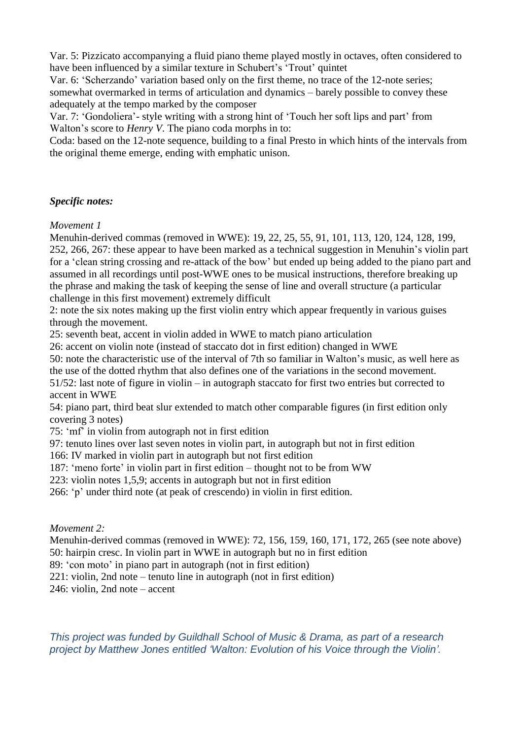Var. 5: Pizzicato accompanying a fluid piano theme played mostly in octaves, often considered to have been influenced by a similar texture in Schubert's 'Trout' quintet

Var. 6: 'Scherzando' variation based only on the first theme, no trace of the 12-note series; somewhat overmarked in terms of articulation and dynamics – barely possible to convey these adequately at the tempo marked by the composer

Var. 7: 'Gondoliera'- style writing with a strong hint of 'Touch her soft lips and part' from Walton's score to *Henry V*. The piano coda morphs in to:

Coda: based on the 12-note sequence, building to a final Presto in which hints of the intervals from the original theme emerge, ending with emphatic unison.

***Specific notes:***

*Movement 1*

Menuhin-derived commas (removed in WWE): 19, 22, 25, 55, 91, 101, 113, 120, 124, 128, 199, 252, 266, 267: these appear to have been marked as a technical suggestion in Menuhin's violin part for a 'clean string crossing and re-attack of the bow' but ended up being added to the piano part and assumed in all recordings until post-WWE ones to be musical instructions, therefore breaking up the phrase and making the task of keeping the sense of line and overall structure (a particular challenge in this first movement) extremely difficult

2: note the six notes making up the first violin entry which appear frequently in various guises through the movement.

25: seventh beat, accent in violin added in WWE to match piano articulation

26: accent on violin note (instead of staccato dot in first edition) changed in WWE

50: note the characteristic use of the interval of 7th so familiar in Walton's music, as well here as the use of the dotted rhythm that also defines one of the variations in the second movement.

51/52: last note of figure in violin – in autograph staccato for first two entries but corrected to accent in WWE

54: piano part, third beat slur extended to match other comparable figures (in first edition only covering 3 notes)

75: 'mf' in violin from autograph not in first edition

97: tenuto lines over last seven notes in violin part, in autograph but not in first edition

166: IV marked in violin part in autograph but not first edition

187: 'meno forte' in violin part in first edition – thought not to be from WW

223: violin notes 1,5,9; accents in autograph but not in first edition

266: 'p' under third note (at peak of crescendo) in violin in first edition.

*Movement 2:*

Menuhin-derived commas (removed in WWE): 72, 156, 159, 160, 171, 172, 265 (see note above)

50: hairpin cresc. In violin part in WWE in autograph but no in first edition

89: 'con moto' in piano part in autograph (not in first edition)

221: violin, 2nd note – tenuto line in autograph (not in first edition)

246: violin, 2nd note – accent

*This project was funded by Guildhall School of Music & Drama, as part of a research project by Matthew Jones entitled 'Walton: Evolution of his Voice through the Violin'.*